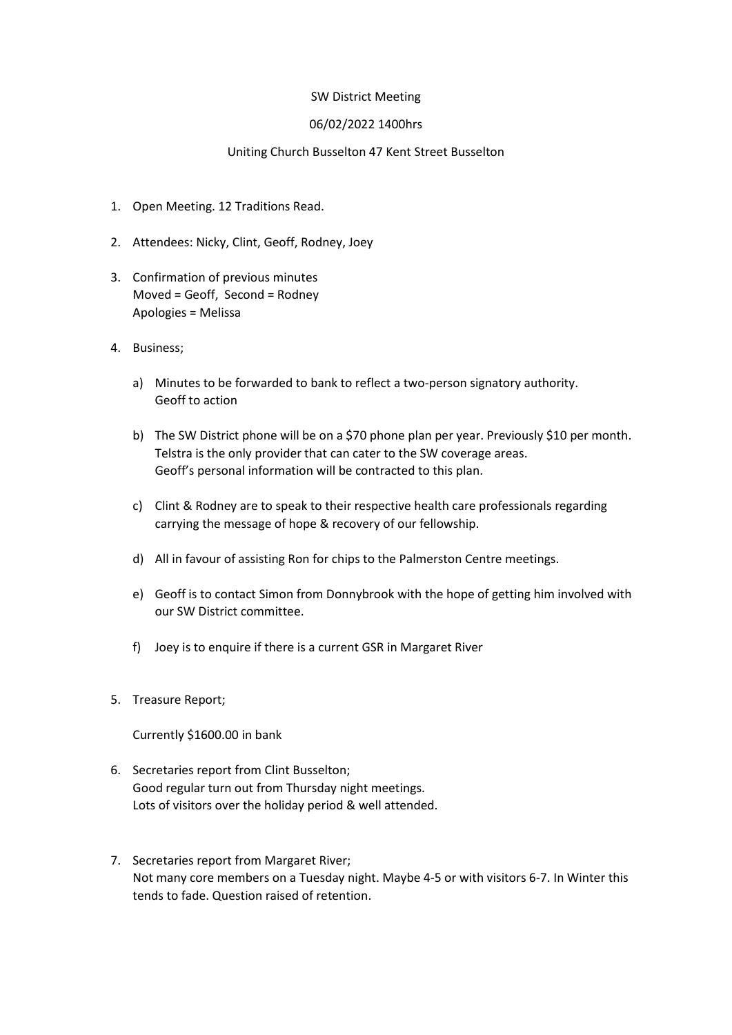SW District Meeting

06/02/2022 1400hrs

Uniting Church Busselton 47 Kent Street Busselton

1. Open Meeting. 12 Traditions Read.

2. Attendees: Nicky, Clint, Geoff, Rodney, Joey

3. Confirmation of previous minutes
   Moved = Geoff, Second = Rodney
   Apologies = Melissa

4. Business;

   a) Minutes to be forwarded to bank to reflect a two-person signatory authority.
      Geoff to action

   b) The SW District phone will be on a $70 phone plan per year. Previously $10 per month.
      Telstra is the only provider that can cater to the SW coverage areas.
      Geoff's personal information will be contracted to this plan.

   c) Clint & Rodney are to speak to their respective health care professionals regarding carrying the message of hope & recovery of our fellowship.

   d) All in favour of assisting Ron for chips to the Palmerston Centre meetings.

   e) Geoff is to contact Simon from Donnybrook with the hope of getting him involved with our SW District committee.

   f) Joey is to enquire if there is a current GSR in Margaret River

5. Treasure Report;

   Currently $1600.00 in bank

6. Secretaries report from Clint Busselton;
   Good regular turn out from Thursday night meetings.
   Lots of visitors over the holiday period & well attended.

7. Secretaries report from Margaret River;
   Not many core members on a Tuesday night. Maybe 4-5 or with visitors 6-7. In Winter this tends to fade. Question raised of retention.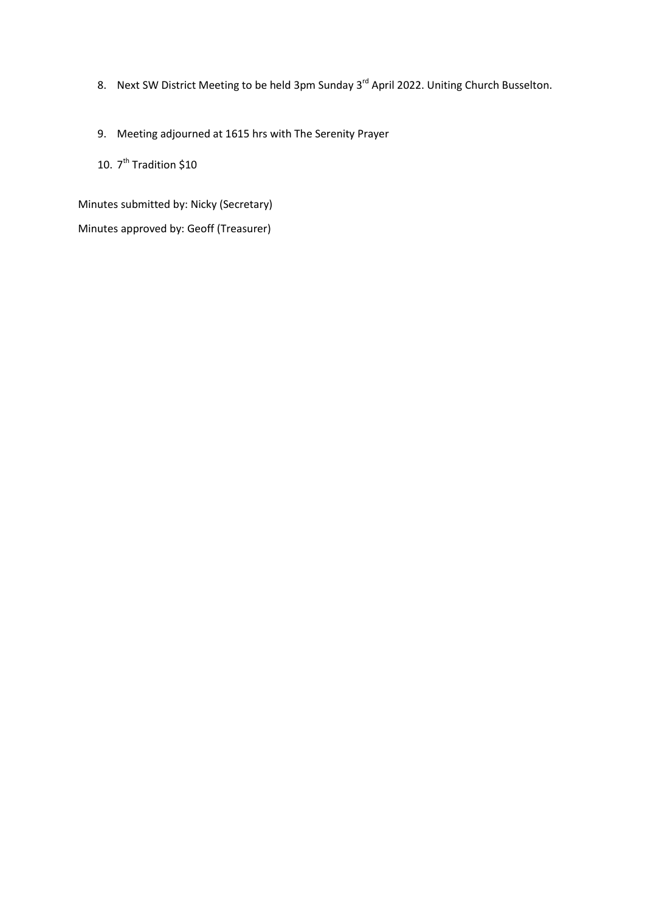8. Next SW District Meeting to be held 3pm Sunday 3rd April 2022. Uniting Church Busselton.

9. Meeting adjourned at 1615 hrs with The Serenity Prayer

10. 7th Tradition $10

Minutes submitted by: Nicky (Secretary)

Minutes approved by: Geoff (Treasurer)